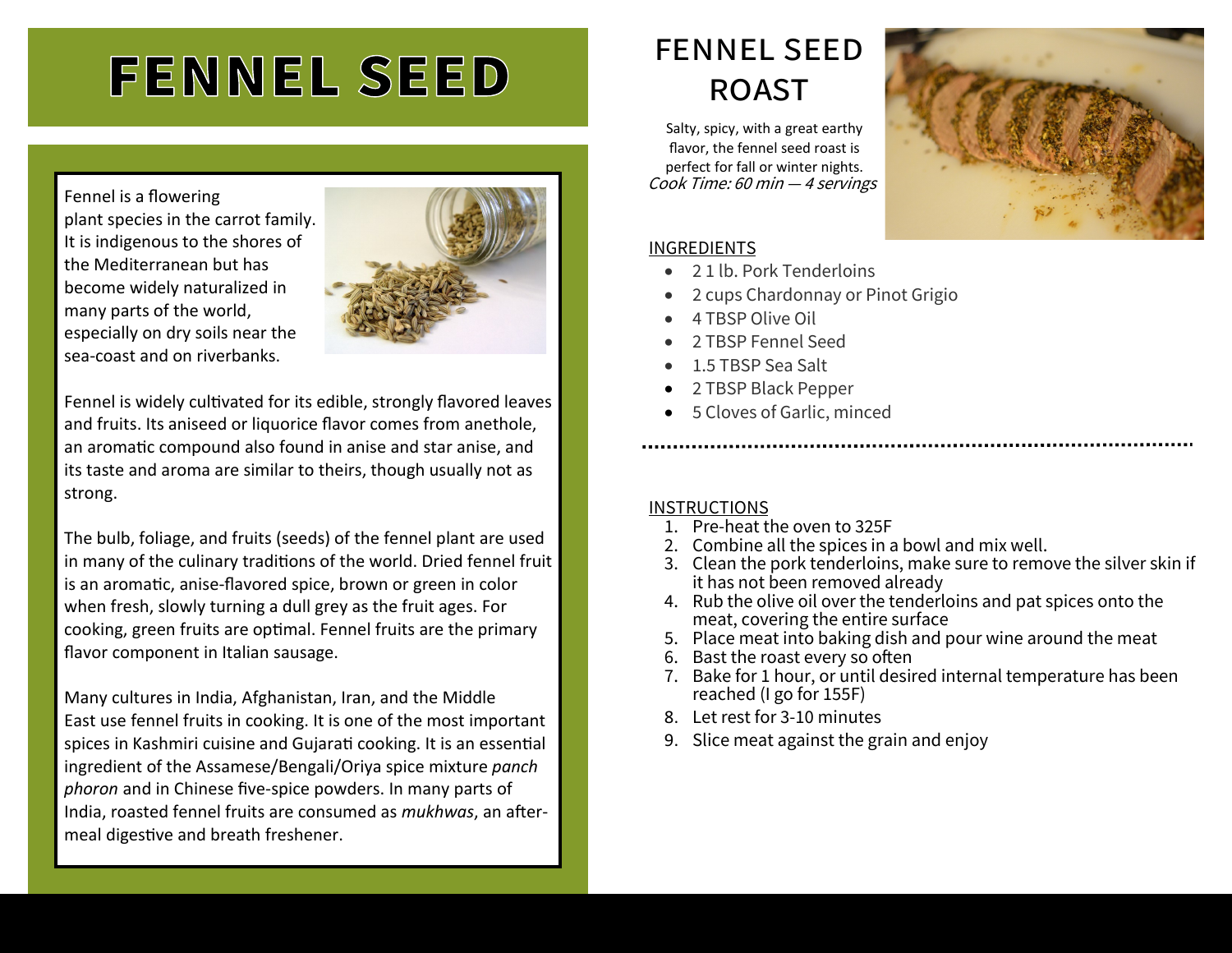# FENNEL SEED

Fennel is a flowering plant species in the carrot family. It is indigenous to the shores of the Mediterranean but has become widely naturalized in many parts of the world, especially on dry soils near the sea-coast and on riverbanks.

Fennel is widely cultivated for its edible, strongly flavored leaves and fruits. Its aniseed or liquorice flavor comes from anethole, an aromatic compound also found in anise and star anise, and its taste and aroma are similar to theirs, though usually not as strong.

The bulb, foliage, and fruits (seeds) of the fennel plant are used in many of the culinary traditions of the world. Dried fennel fruit is an aromatic, anise-flavored spice, brown or green in color when fresh, slowly turning a dull grey as the fruit ages. For cooking, green fruits are optimal. Fennel fruits are the primary flavor component in Italian sausage.

Many cultures in India, Afghanistan, Iran, and the Middle East use fennel fruits in cooking. It is one of the most important spices in Kashmiri cuisine and Gujarati cooking. It is an essential ingredient of the Assamese/Bengali/Oriya spice mixture *panch phoron* and in Chinese five-spice powders. In many parts of India, roasted fennel fruits are consumed as *mukhwas*, an after-meal digestive and breath freshener.

## FENNEL SEED ROAST

Salty, spicy, with a great earthy flavor, the fennel seed roast is perfect for fall or winter nights.

*Cook Time: 60 min — 4 servings*

### INGREDIENTS

- 2 1 lb. Pork Tenderloins
- 2 cups Chardonnay or Pinot Grigio
- 4 TBSP Olive Oil
- 2 TBSP Fennel Seed
- 1.5 TBSP Sea Salt
- 2 TBSP Black Pepper
- 5 Cloves of Garlic, minced

### INSTRUCTIONS

1. Pre-heat the oven to 325F
2. Combine all the spices in a bowl and mix well.
3. Clean the pork tenderloins, make sure to remove the silver skin if it has not been removed already
4. Rub the olive oil over the tenderloins and pat spices onto the meat, covering the entire surface
5. Place meat into baking dish and pour wine around the meat
6. Bast the roast every so often
7. Bake for 1 hour, or until desired internal temperature has been reached (I go for 155F)
8. Let rest for 3-10 minutes
9. Slice meat against the grain and enjoy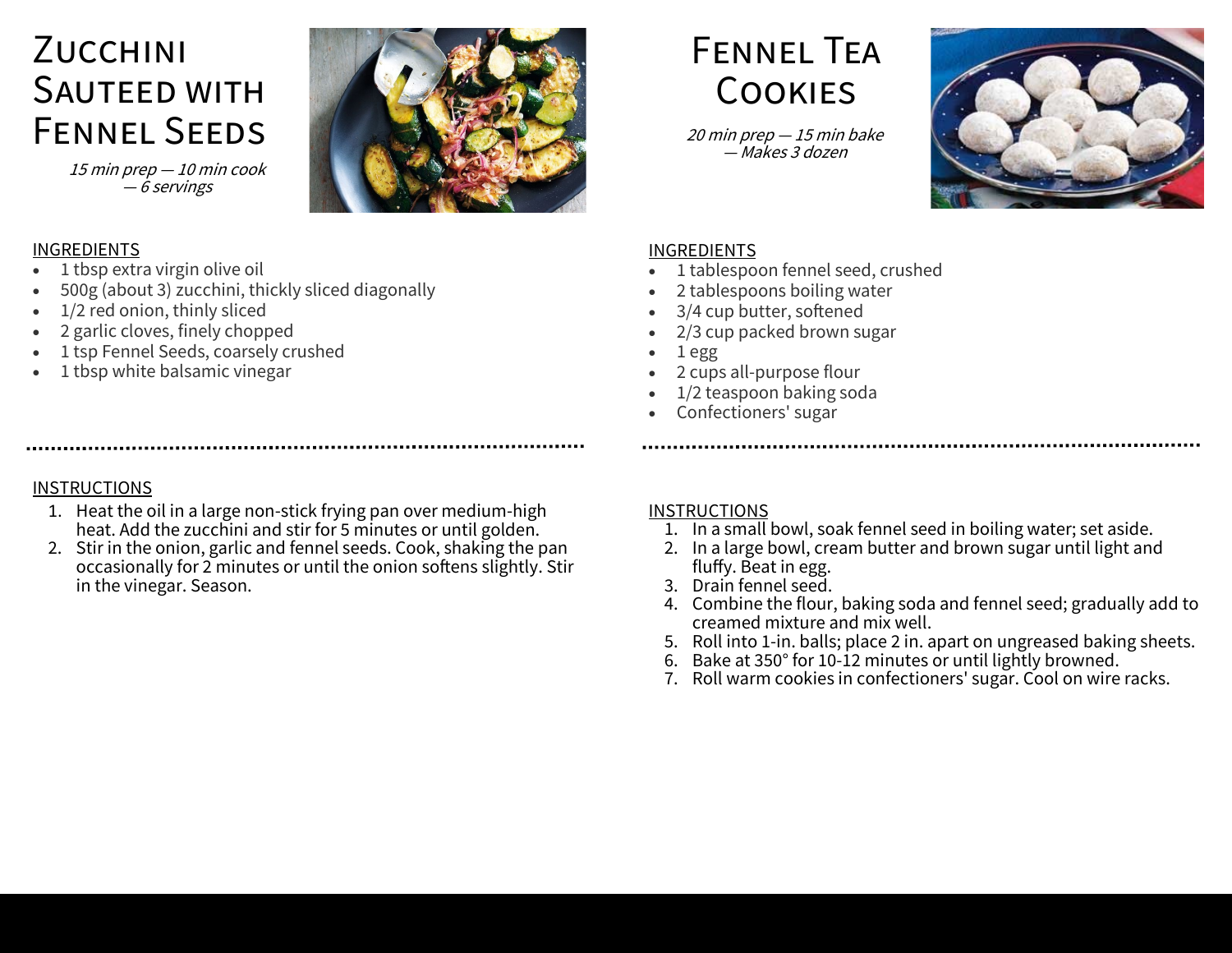# Zucchini Sauteed with Fennel Seeds

*15 min prep — 10 min cook — 6 servings*

INGREDIENTS

- 1 tbsp extra virgin olive oil
- 500g (about 3) zucchini, thickly sliced diagonally
- 1/2 red onion, thinly sliced
- 2 garlic cloves, finely chopped
- 1 tsp Fennel Seeds, coarsely crushed
- 1 tbsp white balsamic vinegar

INSTRUCTIONS

1. Heat the oil in a large non-stick frying pan over medium-high heat. Add the zucchini and stir for 5 minutes or until golden.
2. Stir in the onion, garlic and fennel seeds. Cook, shaking the pan occasionally for 2 minutes or until the onion softens slightly. Stir in the vinegar. Season.

# Fennel Tea Cookies

*20 min prep — 15 min bake — Makes 3 dozen*

INGREDIENTS

- 1 tablespoon fennel seed, crushed
- 2 tablespoons boiling water
- 3/4 cup butter, softened
- 2/3 cup packed brown sugar
- 1 egg
- 2 cups all-purpose flour
- 1/2 teaspoon baking soda
- Confectioners' sugar

INSTRUCTIONS

1. In a small bowl, soak fennel seed in boiling water; set aside.
2. In a large bowl, cream butter and brown sugar until light and fluffy. Beat in egg.
3. Drain fennel seed.
4. Combine the flour, baking soda and fennel seed; gradually add to creamed mixture and mix well.
5. Roll into 1-in. balls; place 2 in. apart on ungreased baking sheets.
6. Bake at 350° for 10-12 minutes or until lightly browned.
7. Roll warm cookies in confectioners' sugar. Cool on wire racks.